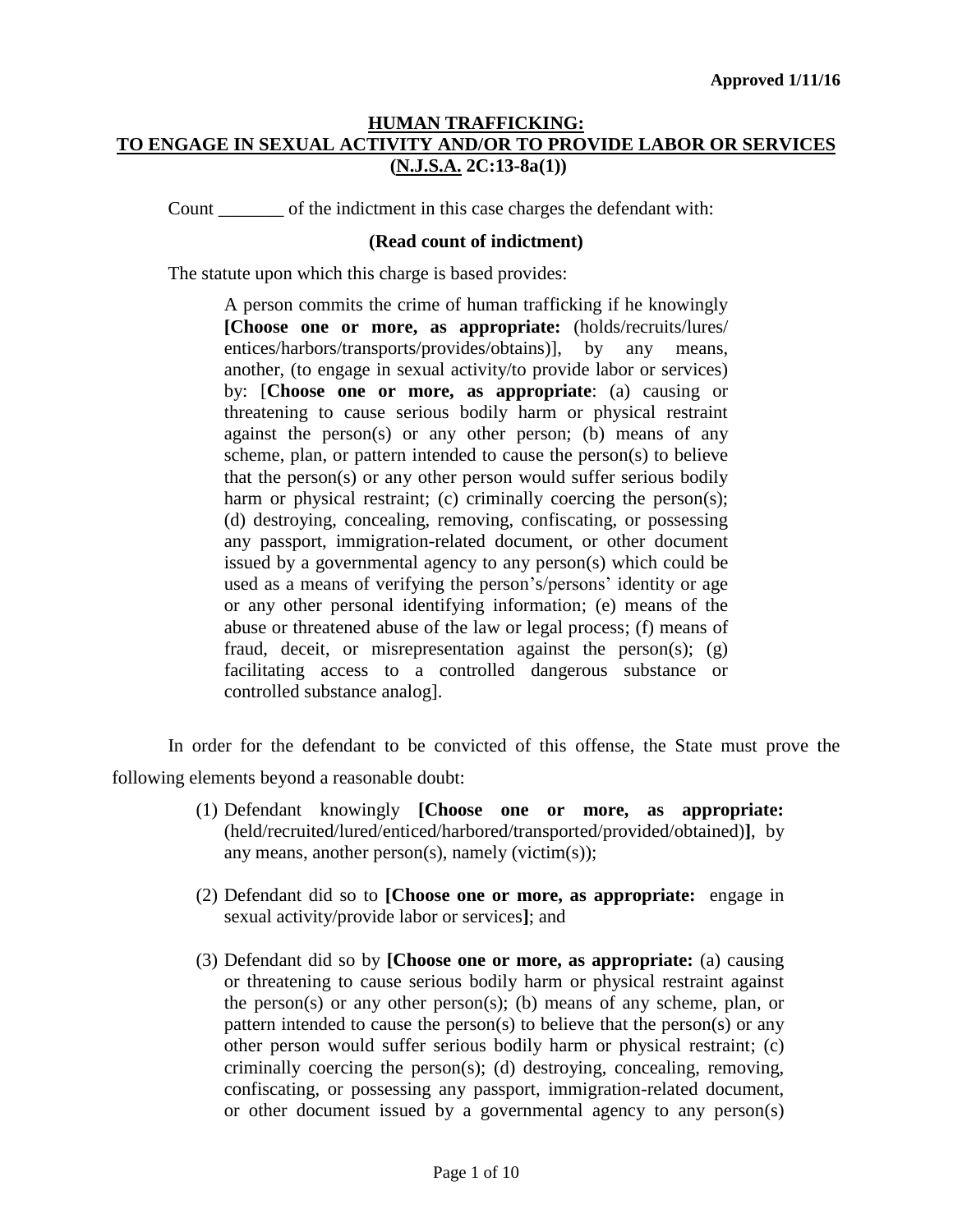**Approved 1/11/16**

## HUMAN TRAFFICKING: TO ENGAGE IN SEXUAL ACTIVITY AND/OR TO PROVIDE LABOR OR SERVICES (N.J.S.A. 2C:13-8a(1))

Count _______ of the indictment in this case charges the defendant with:

**(Read count of indictment)**

The statute upon which this charge is based provides:

> A person commits the crime of human trafficking if he knowingly **[Choose one or more, as appropriate:** (holds/recruits/lures/entices/harbors/transports/provides/obtains)], by any means, another, (to engage in sexual activity/to provide labor or services) by: [**Choose one or more, as appropriate**: (a) causing or threatening to cause serious bodily harm or physical restraint against the person(s) or any other person; (b) means of any scheme, plan, or pattern intended to cause the person(s) to believe that the person(s) or any other person would suffer serious bodily harm or physical restraint; (c) criminally coercing the person(s); (d) destroying, concealing, removing, confiscating, or possessing any passport, immigration-related document, or other document issued by a governmental agency to any person(s) which could be used as a means of verifying the person's/persons' identity or age or any other personal identifying information; (e) means of the abuse or threatened abuse of the law or legal process; (f) means of fraud, deceit, or misrepresentation against the person(s); (g) facilitating access to a controlled dangerous substance or controlled substance analog].

In order for the defendant to be convicted of this offense, the State must prove the following elements beyond a reasonable doubt:

(1) Defendant knowingly **[Choose one or more, as appropriate:** (held/recruited/lured/enticed/harbored/transported/provided/obtained)**]**, by any means, another person(s), namely (victim(s));

(2) Defendant did so to **[Choose one or more, as appropriate:** engage in sexual activity/provide labor or services**]**; and

(3) Defendant did so by **[Choose one or more, as appropriate:** (a) causing or threatening to cause serious bodily harm or physical restraint against the person(s) or any other person(s); (b) means of any scheme, plan, or pattern intended to cause the person(s) to believe that the person(s) or any other person would suffer serious bodily harm or physical restraint; (c) criminally coercing the person(s); (d) destroying, concealing, removing, confiscating, or possessing any passport, immigration-related document, or other document issued by a governmental agency to any person(s)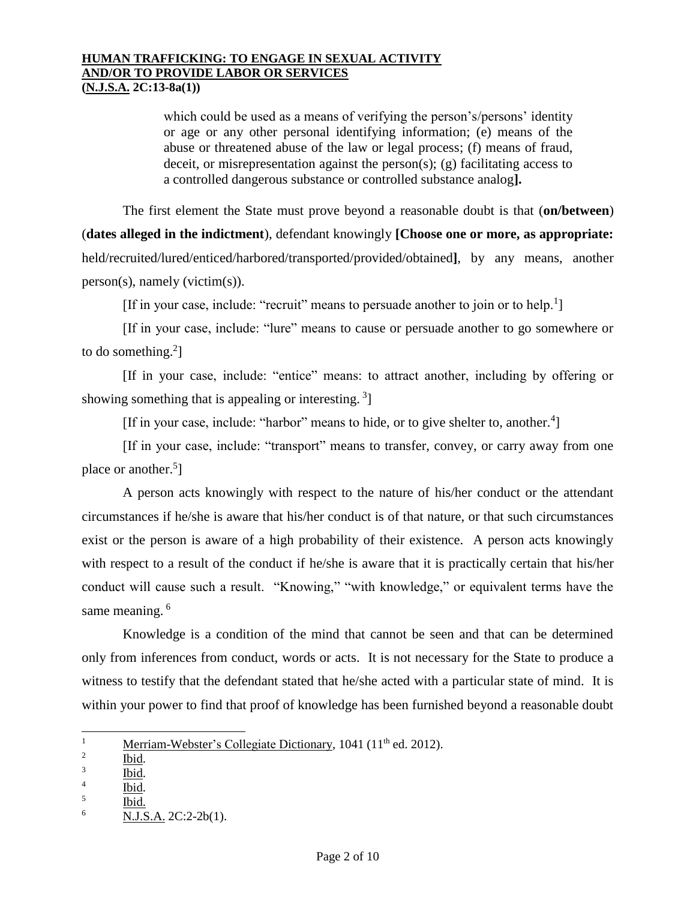which could be used as a means of verifying the person's/persons' identity or age or any other personal identifying information; (e) means of the abuse or threatened abuse of the law or legal process; (f) means of fraud, deceit, or misrepresentation against the person(s); (g) facilitating access to a controlled dangerous substance or controlled substance analog**].**

The first element the State must prove beyond a reasonable doubt is that (**on/between**) (**dates alleged in the indictment**), defendant knowingly **[Choose one or more, as appropriate:** held/recruited/lured/enticed/harbored/transported/provided/obtained**]**, by any means, another person(s), namely (victim(s)).

[If in your case, include: "recruit" means to persuade another to join or to help.[1]]

[If in your case, include: "lure" means to cause or persuade another to go somewhere or to do something.[2]]

[If in your case, include: "entice" means: to attract another, including by offering or showing something that is appealing or interesting. [3]]

[If in your case, include: "harbor" means to hide, or to give shelter to, another.[4]]

[If in your case, include: "transport" means to transfer, convey, or carry away from one place or another.[5]]

A person acts knowingly with respect to the nature of his/her conduct or the attendant circumstances if he/she is aware that his/her conduct is of that nature, or that such circumstances exist or the person is aware of a high probability of their existence. A person acts knowingly with respect to a result of the conduct if he/she is aware that it is practically certain that his/her conduct will cause such a result. "Knowing," "with knowledge," or equivalent terms have the same meaning. [6]

Knowledge is a condition of the mind that cannot be seen and that can be determined only from inferences from conduct, words or acts. It is not necessary for the State to produce a witness to testify that the defendant stated that he/she acted with a particular state of mind. It is within your power to find that proof of knowledge has been furnished beyond a reasonable doubt

---

[1] Merriam-Webster's Collegiate Dictionary, 1041 (11th ed. 2012).

[2] Ibid.

[3] Ibid.

[4] Ibid.

[5] Ibid.

[6] N.J.S.A. 2C:2-2b(1).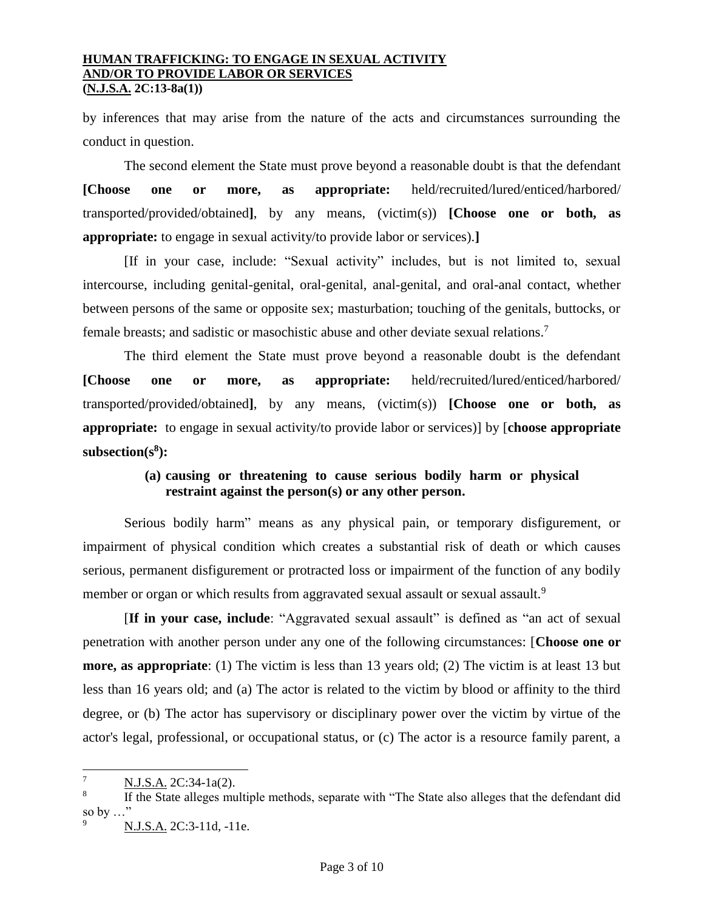by inferences that may arise from the nature of the acts and circumstances surrounding the conduct in question.

The second element the State must prove beyond a reasonable doubt is that the defendant **[Choose one or more, as appropriate:** held/recruited/lured/enticed/harbored/ transported/provided/obtained**]**, by any means, (victim(s)) **[Choose one or both, as appropriate:** to engage in sexual activity/to provide labor or services).**]**

[If in your case, include: "Sexual activity" includes, but is not limited to, sexual intercourse, including genital-genital, oral-genital, anal-genital, and oral-anal contact, whether between persons of the same or opposite sex; masturbation; touching of the genitals, buttocks, or female breasts; and sadistic or masochistic abuse and other deviate sexual relations.[7]

The third element the State must prove beyond a reasonable doubt is the defendant **[Choose one or more, as appropriate:** held/recruited/lured/enticed/harbored/ transported/provided/obtained**]**, by any means, (victim(s)) **[Choose one or both, as appropriate:** to engage in sexual activity/to provide labor or services)] by [**choose appropriate subsection(s[8]):**

> **(a) causing or threatening to cause serious bodily harm or physical restraint against the person(s) or any other person.**

Serious bodily harm" means as any physical pain, or temporary disfigurement, or impairment of physical condition which creates a substantial risk of death or which causes serious, permanent disfigurement or protracted loss or impairment of the function of any bodily member or organ or which results from aggravated sexual assault or sexual assault.[9]

[**If in your case, include**: "Aggravated sexual assault" is defined as "an act of sexual penetration with another person under any one of the following circumstances: [**Choose one or more, as appropriate**: (1) The victim is less than 13 years old; (2) The victim is at least 13 but less than 16 years old; and (a) The actor is related to the victim by blood or affinity to the third degree, or (b) The actor has supervisory or disciplinary power over the victim by virtue of the actor's legal, professional, or occupational status, or (c) The actor is a resource family parent, a

---

[7] N.J.S.A. 2C:34-1a(2).

[8] If the State alleges multiple methods, separate with "The State also alleges that the defendant did so by …"

[9] N.J.S.A. 2C:3-11d, -11e.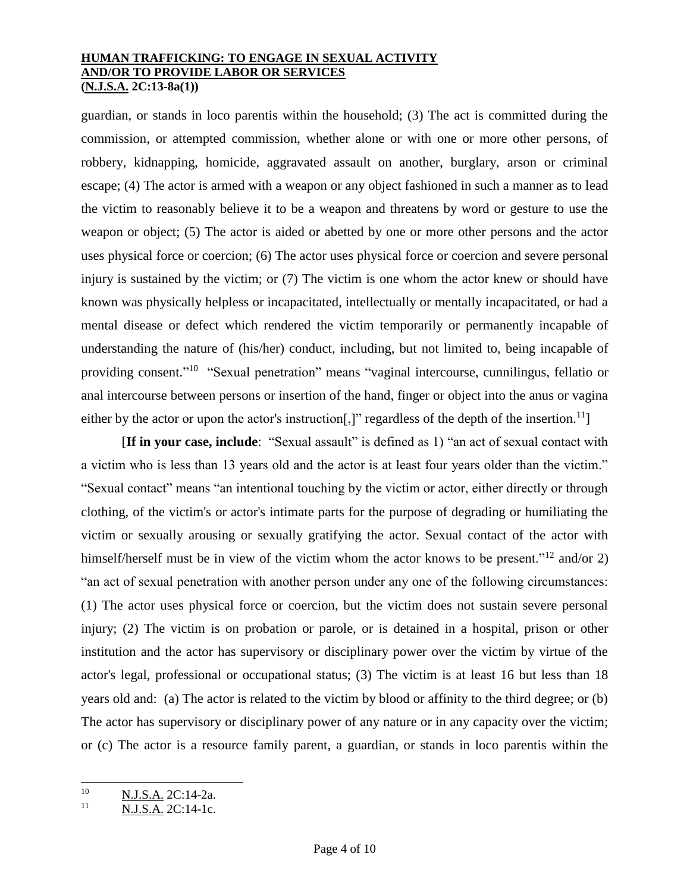guardian, or stands in loco parentis within the household; (3) The act is committed during the commission, or attempted commission, whether alone or with one or more other persons, of robbery, kidnapping, homicide, aggravated assault on another, burglary, arson or criminal escape; (4) The actor is armed with a weapon or any object fashioned in such a manner as to lead the victim to reasonably believe it to be a weapon and threatens by word or gesture to use the weapon or object; (5) The actor is aided or abetted by one or more other persons and the actor uses physical force or coercion; (6) The actor uses physical force or coercion and severe personal injury is sustained by the victim; or (7) The victim is one whom the actor knew or should have known was physically helpless or incapacitated, intellectually or mentally incapacitated, or had a mental disease or defect which rendered the victim temporarily or permanently incapable of understanding the nature of (his/her) conduct, including, but not limited to, being incapable of providing consent."[10] "Sexual penetration" means "vaginal intercourse, cunnilingus, fellatio or anal intercourse between persons or insertion of the hand, finger or object into the anus or vagina either by the actor or upon the actor's instruction[,]" regardless of the depth of the insertion.[11]]

[**If in your case, include**: "Sexual assault" is defined as 1) "an act of sexual contact with a victim who is less than 13 years old and the actor is at least four years older than the victim." "Sexual contact" means "an intentional touching by the victim or actor, either directly or through clothing, of the victim's or actor's intimate parts for the purpose of degrading or humiliating the victim or sexually arousing or sexually gratifying the actor. Sexual contact of the actor with himself/herself must be in view of the victim whom the actor knows to be present."[12] and/or 2) "an act of sexual penetration with another person under any one of the following circumstances: (1) The actor uses physical force or coercion, but the victim does not sustain severe personal injury; (2) The victim is on probation or parole, or is detained in a hospital, prison or other institution and the actor has supervisory or disciplinary power over the victim by virtue of the actor's legal, professional or occupational status; (3) The victim is at least 16 but less than 18 years old and: (a) The actor is related to the victim by blood or affinity to the third degree; or (b) The actor has supervisory or disciplinary power of any nature or in any capacity over the victim; or (c) The actor is a resource family parent, a guardian, or stands in loco parentis within the

---

[10] N.J.S.A. 2C:14-2a.

[11] N.J.S.A. 2C:14-1c.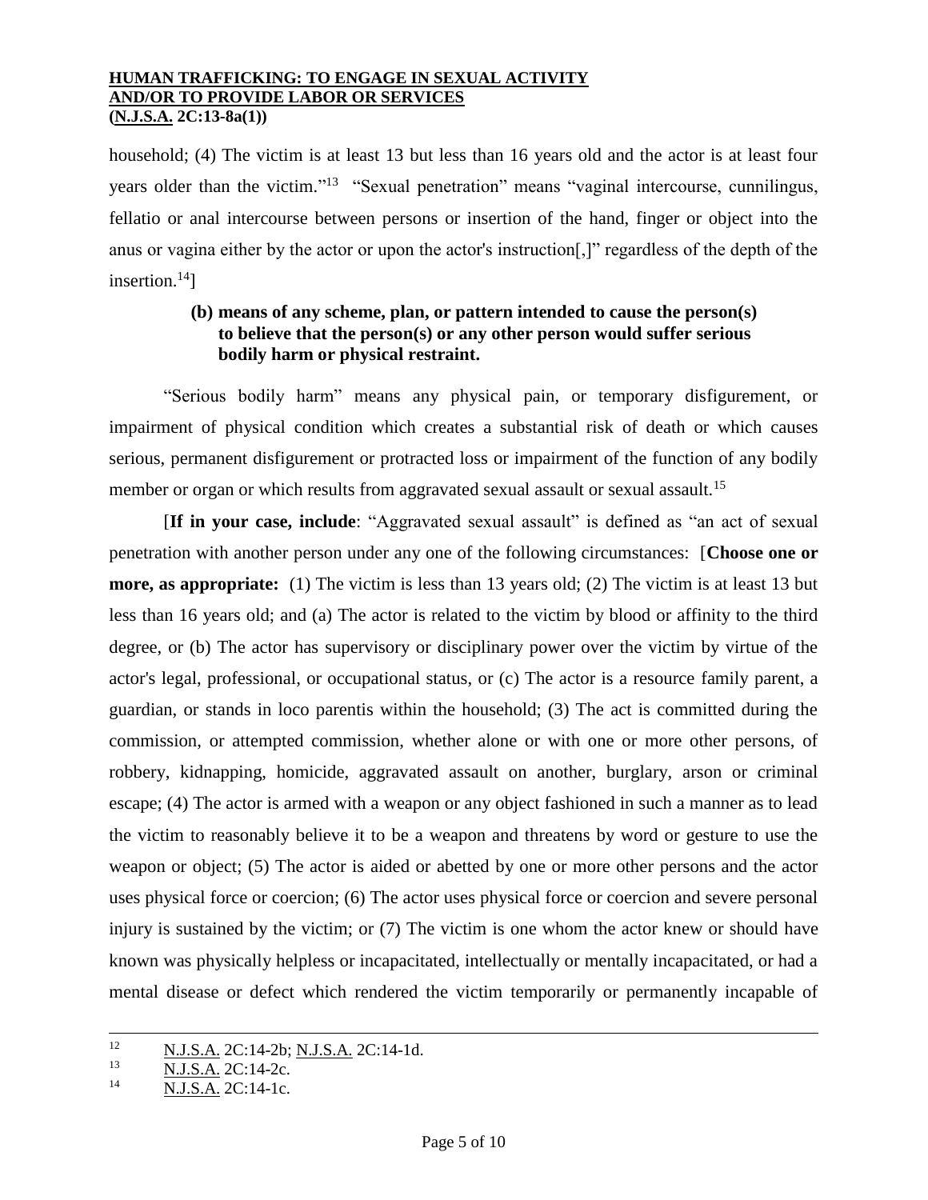household; (4) The victim is at least 13 but less than 16 years old and the actor is at least four years older than the victim."[13] "Sexual penetration" means "vaginal intercourse, cunnilingus, fellatio or anal intercourse between persons or insertion of the hand, finger or object into the anus or vagina either by the actor or upon the actor's instruction[,]" regardless of the depth of the insertion.[14]]

**(b) means of any scheme, plan, or pattern intended to cause the person(s) to believe that the person(s) or any other person would suffer serious bodily harm or physical restraint.**

"Serious bodily harm" means any physical pain, or temporary disfigurement, or impairment of physical condition which creates a substantial risk of death or which causes serious, permanent disfigurement or protracted loss or impairment of the function of any bodily member or organ or which results from aggravated sexual assault or sexual assault.[15]

[**If in your case, include**: "Aggravated sexual assault" is defined as "an act of sexual penetration with another person under any one of the following circumstances: [**Choose one or more, as appropriate:** (1) The victim is less than 13 years old; (2) The victim is at least 13 but less than 16 years old; and (a) The actor is related to the victim by blood or affinity to the third degree, or (b) The actor has supervisory or disciplinary power over the victim by virtue of the actor's legal, professional, or occupational status, or (c) The actor is a resource family parent, a guardian, or stands in loco parentis within the household; (3) The act is committed during the commission, or attempted commission, whether alone or with one or more other persons, of robbery, kidnapping, homicide, aggravated assault on another, burglary, arson or criminal escape; (4) The actor is armed with a weapon or any object fashioned in such a manner as to lead the victim to reasonably believe it to be a weapon and threatens by word or gesture to use the weapon or object; (5) The actor is aided or abetted by one or more other persons and the actor uses physical force or coercion; (6) The actor uses physical force or coercion and severe personal injury is sustained by the victim; or (7) The victim is one whom the actor knew or should have known was physically helpless or incapacitated, intellectually or mentally incapacitated, or had a mental disease or defect which rendered the victim temporarily or permanently incapable of

---

[12] N.J.S.A. 2C:14-2b; N.J.S.A. 2C:14-1d.

[13] N.J.S.A. 2C:14-2c.

[14] N.J.S.A. 2C:14-1c.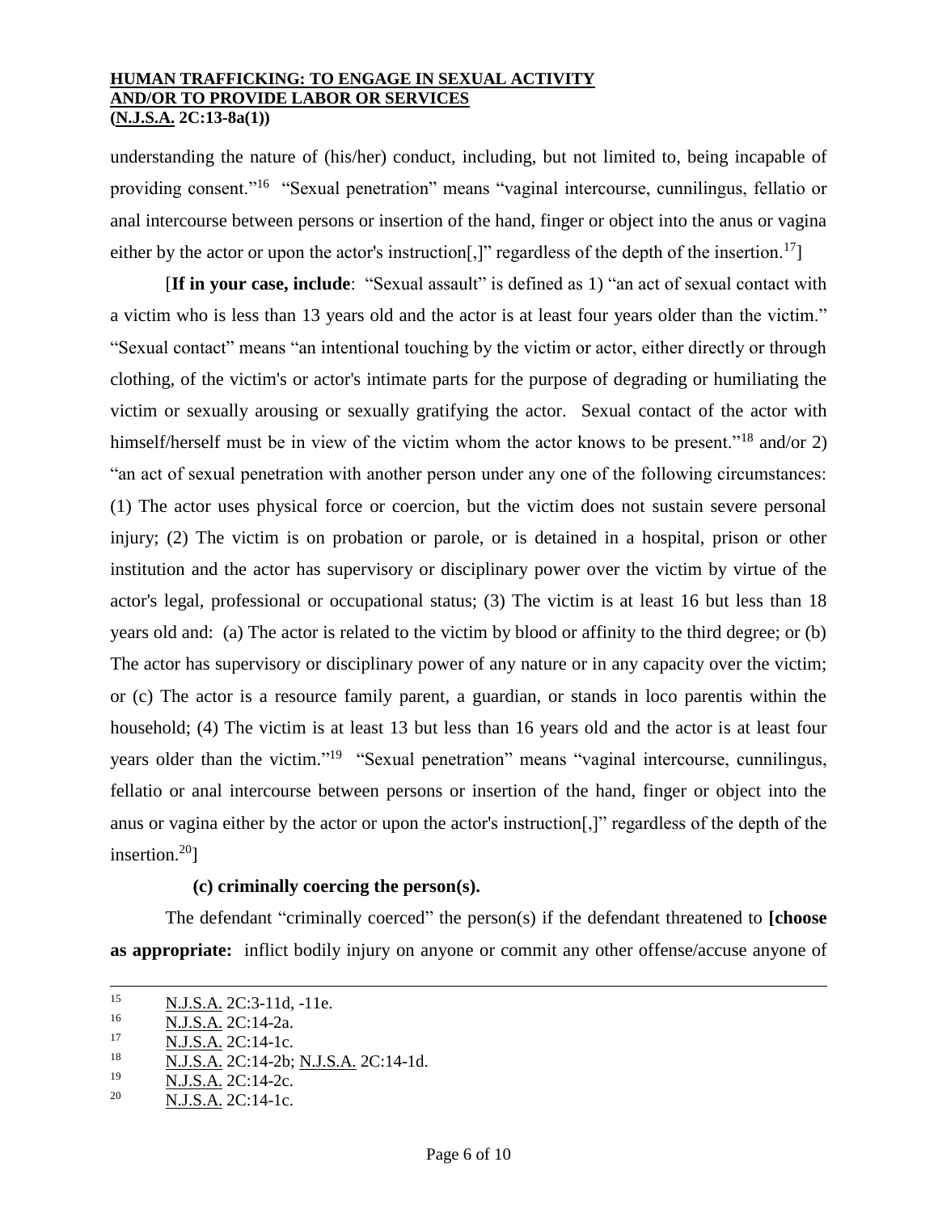understanding the nature of (his/her) conduct, including, but not limited to, being incapable of providing consent."[16] "Sexual penetration" means "vaginal intercourse, cunnilingus, fellatio or anal intercourse between persons or insertion of the hand, finger or object into the anus or vagina either by the actor or upon the actor's instruction[,]" regardless of the depth of the insertion.[17]]

[**If in your case, include**: "Sexual assault" is defined as 1) "an act of sexual contact with a victim who is less than 13 years old and the actor is at least four years older than the victim." "Sexual contact" means "an intentional touching by the victim or actor, either directly or through clothing, of the victim's or actor's intimate parts for the purpose of degrading or humiliating the victim or sexually arousing or sexually gratifying the actor. Sexual contact of the actor with himself/herself must be in view of the victim whom the actor knows to be present."[18] and/or 2) "an act of sexual penetration with another person under any one of the following circumstances: (1) The actor uses physical force or coercion, but the victim does not sustain severe personal injury; (2) The victim is on probation or parole, or is detained in a hospital, prison or other institution and the actor has supervisory or disciplinary power over the victim by virtue of the actor's legal, professional or occupational status; (3) The victim is at least 16 but less than 18 years old and: (a) The actor is related to the victim by blood or affinity to the third degree; or (b) The actor has supervisory or disciplinary power of any nature or in any capacity over the victim; or (c) The actor is a resource family parent, a guardian, or stands in loco parentis within the household; (4) The victim is at least 13 but less than 16 years old and the actor is at least four years older than the victim."[19] "Sexual penetration" means "vaginal intercourse, cunnilingus, fellatio or anal intercourse between persons or insertion of the hand, finger or object into the anus or vagina either by the actor or upon the actor's instruction[,]" regardless of the depth of the insertion.[20]]

**(c) criminally coercing the person(s).**

The defendant "criminally coerced" the person(s) if the defendant threatened to **[choose as appropriate:** inflict bodily injury on anyone or commit any other offense/accuse anyone of

---

15 N.J.S.A. 2C:3-11d, -11e.

16 N.J.S.A. 2C:14-2a.

17 N.J.S.A. 2C:14-1c.

18 N.J.S.A. 2C:14-2b; N.J.S.A. 2C:14-1d.

19 N.J.S.A. 2C:14-2c.

20 N.J.S.A. 2C:14-1c.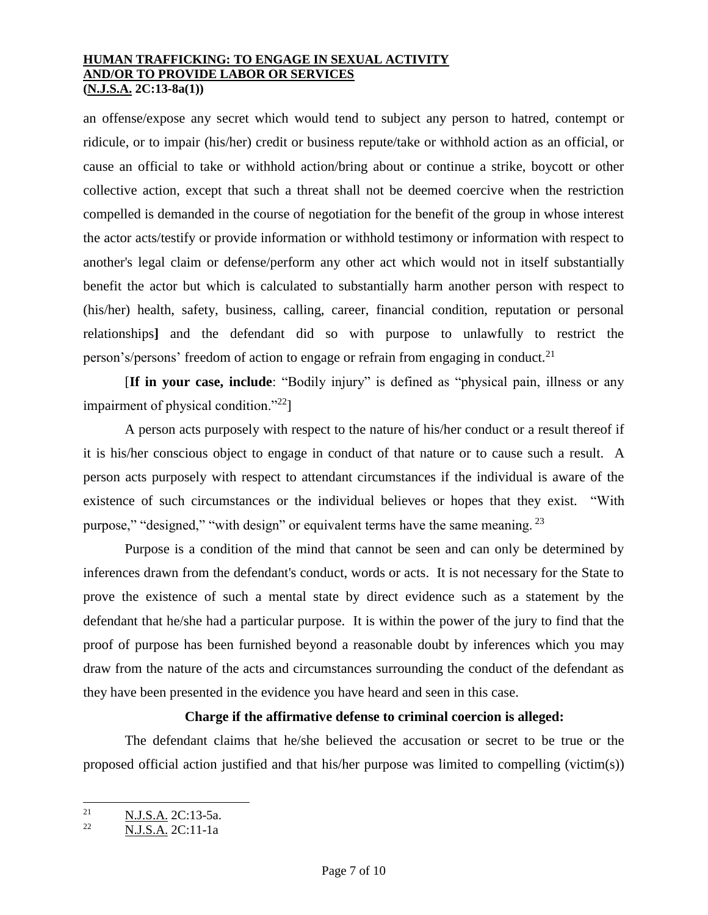an offense/expose any secret which would tend to subject any person to hatred, contempt or ridicule, or to impair (his/her) credit or business repute/take or withhold action as an official, or cause an official to take or withhold action/bring about or continue a strike, boycott or other collective action, except that such a threat shall not be deemed coercive when the restriction compelled is demanded in the course of negotiation for the benefit of the group in whose interest the actor acts/testify or provide information or withhold testimony or information with respect to another's legal claim or defense/perform any other act which would not in itself substantially benefit the actor but which is calculated to substantially harm another person with respect to (his/her) health, safety, business, calling, career, financial condition, reputation or personal relationships**]** and the defendant did so with purpose to unlawfully to restrict the person's/persons' freedom of action to engage or refrain from engaging in conduct.[21]

[**If in your case, include**: "Bodily injury" is defined as "physical pain, illness or any impairment of physical condition."[22]]

A person acts purposely with respect to the nature of his/her conduct or a result thereof if it is his/her conscious object to engage in conduct of that nature or to cause such a result. A person acts purposely with respect to attendant circumstances if the individual is aware of the existence of such circumstances or the individual believes or hopes that they exist. "With purpose," "designed," "with design" or equivalent terms have the same meaning.[23]

Purpose is a condition of the mind that cannot be seen and can only be determined by inferences drawn from the defendant's conduct, words or acts. It is not necessary for the State to prove the existence of such a mental state by direct evidence such as a statement by the defendant that he/she had a particular purpose. It is within the power of the jury to find that the proof of purpose has been furnished beyond a reasonable doubt by inferences which you may draw from the nature of the acts and circumstances surrounding the conduct of the defendant as they have been presented in the evidence you have heard and seen in this case.

**Charge if the affirmative defense to criminal coercion is alleged:**

The defendant claims that he/she believed the accusation or secret to be true or the proposed official action justified and that his/her purpose was limited to compelling (victim(s))

---

[21] N.J.S.A. 2C:13-5a.

[22] N.J.S.A. 2C:11-1a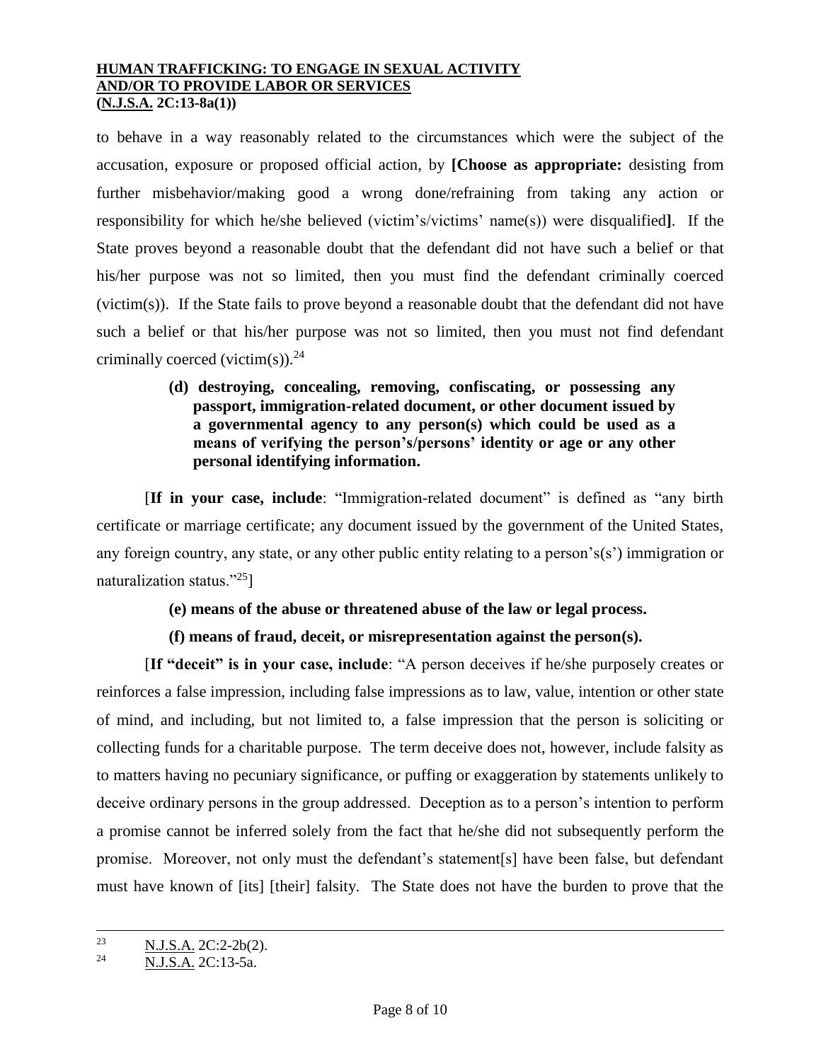to behave in a way reasonably related to the circumstances which were the subject of the accusation, exposure or proposed official action, by **[Choose as appropriate:** desisting from further misbehavior/making good a wrong done/refraining from taking any action or responsibility for which he/she believed (victim's/victims' name(s)) were disqualified**]**. If the State proves beyond a reasonable doubt that the defendant did not have such a belief or that his/her purpose was not so limited, then you must find the defendant criminally coerced (victim(s)). If the State fails to prove beyond a reasonable doubt that the defendant did not have such a belief or that his/her purpose was not so limited, then you must not find defendant criminally coerced (victim(s)).[24]

> **(d) destroying, concealing, removing, confiscating, or possessing any passport, immigration-related document, or other document issued by a governmental agency to any person(s) which could be used as a means of verifying the person's/persons' identity or age or any other personal identifying information.**

[**If in your case, include**: "Immigration-related document" is defined as "any birth certificate or marriage certificate; any document issued by the government of the United States, any foreign country, any state, or any other public entity relating to a person's(s') immigration or naturalization status."[25]]

> **(e) means of the abuse or threatened abuse of the law or legal process.**
>
> **(f) means of fraud, deceit, or misrepresentation against the person(s).**

[**If "deceit" is in your case, include**: "A person deceives if he/she purposely creates or reinforces a false impression, including false impressions as to law, value, intention or other state of mind, and including, but not limited to, a false impression that the person is soliciting or collecting funds for a charitable purpose. The term deceive does not, however, include falsity as to matters having no pecuniary significance, or puffing or exaggeration by statements unlikely to deceive ordinary persons in the group addressed. Deception as to a person's intention to perform a promise cannot be inferred solely from the fact that he/she did not subsequently perform the promise. Moreover, not only must the defendant's statement[s] have been false, but defendant must have known of [its] [their] falsity. The State does not have the burden to prove that the

---

[23] N.J.S.A. 2C:2-2b(2).

[24] N.J.S.A. 2C:13-5a.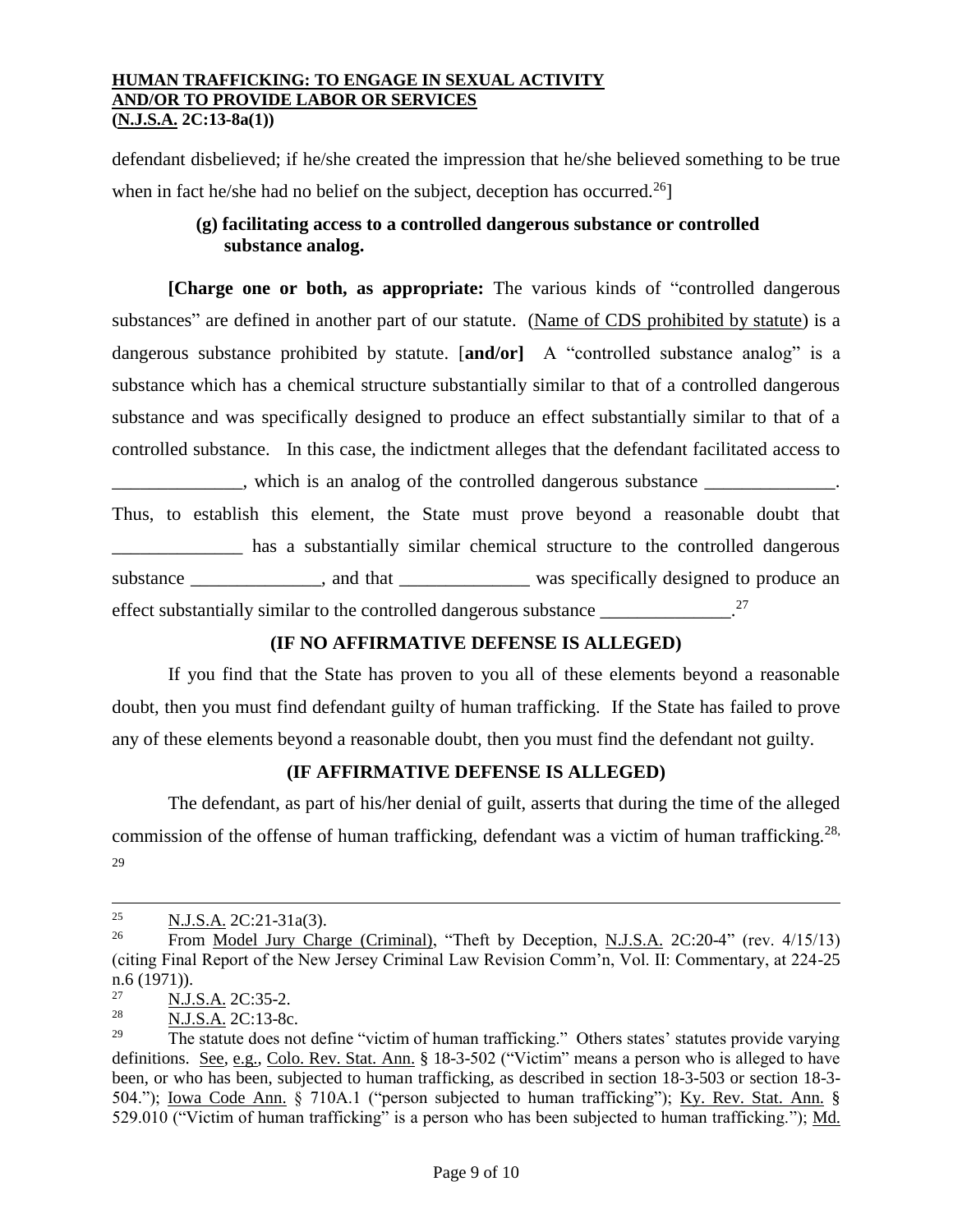defendant disbelieved; if he/she created the impression that he/she believed something to be true when in fact he/she had no belief on the subject, deception has occurred.[26]]

**(g) facilitating access to a controlled dangerous substance or controlled substance analog.**

**[Charge one or both, as appropriate:** The various kinds of "controlled dangerous substances" are defined in another part of our statute. (Name of CDS prohibited by statute) is a dangerous substance prohibited by statute. [**and/or]** A "controlled substance analog" is a substance which has a chemical structure substantially similar to that of a controlled dangerous substance and was specifically designed to produce an effect substantially similar to that of a controlled substance. In this case, the indictment alleges that the defendant facilitated access to ______________, which is an analog of the controlled dangerous substance ______________. Thus, to establish this element, the State must prove beyond a reasonable doubt that ______________ has a substantially similar chemical structure to the controlled dangerous substance ______________, and that ______________ was specifically designed to produce an effect substantially similar to the controlled dangerous substance ______________.[27]

**(IF NO AFFIRMATIVE DEFENSE IS ALLEGED)**

If you find that the State has proven to you all of these elements beyond a reasonable doubt, then you must find defendant guilty of human trafficking. If the State has failed to prove any of these elements beyond a reasonable doubt, then you must find the defendant not guilty.

**(IF AFFIRMATIVE DEFENSE IS ALLEGED)**

The defendant, as part of his/her denial of guilt, asserts that during the time of the alleged commission of the offense of human trafficking, defendant was a victim of human trafficking.[28, 29]

---

[25] N.J.S.A. 2C:21-31a(3).

[26] From Model Jury Charge (Criminal), "Theft by Deception, N.J.S.A. 2C:20-4" (rev. 4/15/13) (citing Final Report of the New Jersey Criminal Law Revision Comm'n, Vol. II: Commentary, at 224-25 n.6 (1971)).

[27] N.J.S.A. 2C:35-2.

[28] N.J.S.A. 2C:13-8c.

[29] The statute does not define "victim of human trafficking." Others states' statutes provide varying definitions. See, e.g., Colo. Rev. Stat. Ann. § 18-3-502 ("Victim" means a person who is alleged to have been, or who has been, subjected to human trafficking, as described in section 18-3-503 or section 18-3-504."); Iowa Code Ann. § 710A.1 ("person subjected to human trafficking"); Ky. Rev. Stat. Ann. § 529.010 ("Victim of human trafficking" is a person who has been subjected to human trafficking."); Md.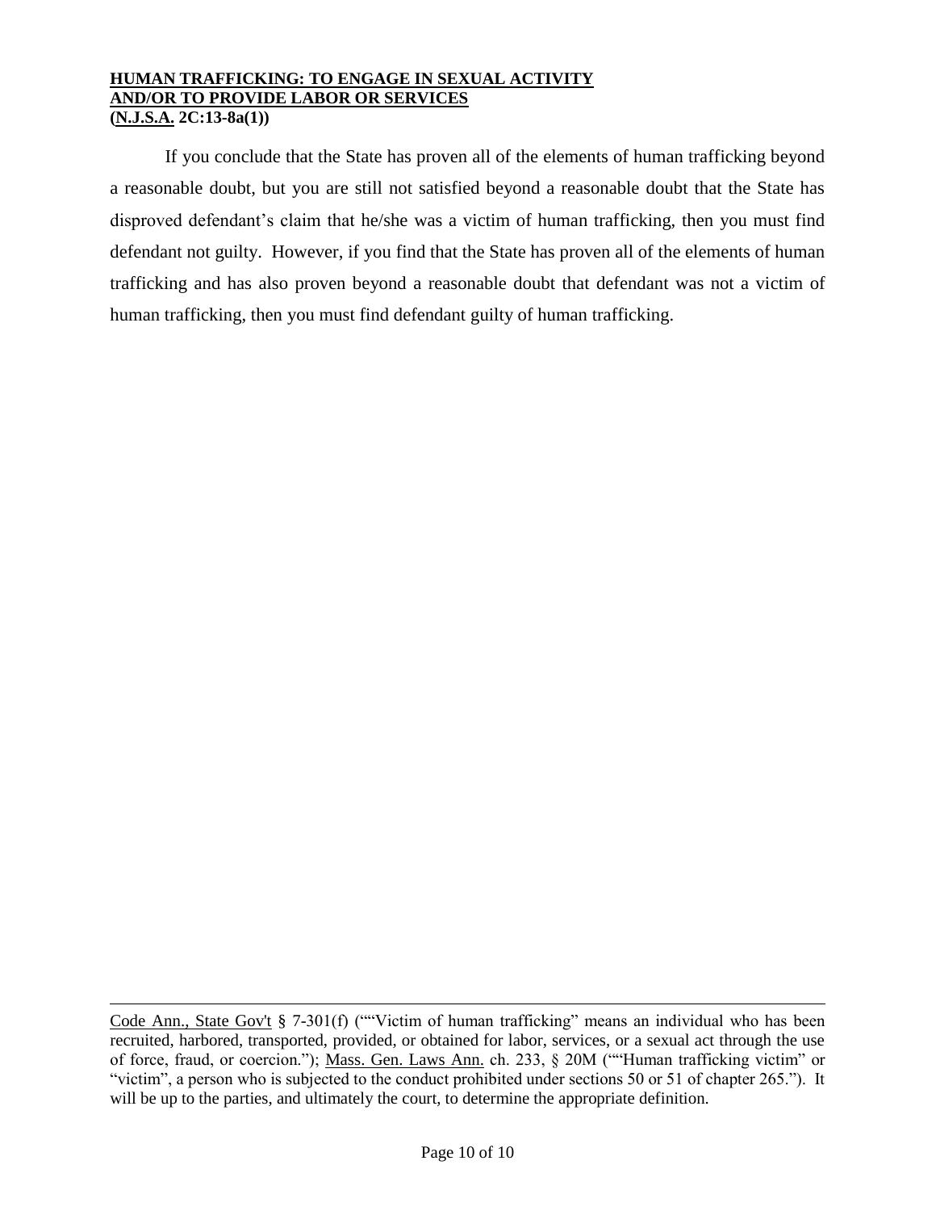**HUMAN TRAFFICKING: TO ENGAGE IN SEXUAL ACTIVITY AND/OR TO PROVIDE LABOR OR SERVICES (N.J.S.A. 2C:13-8a(1))**

If you conclude that the State has proven all of the elements of human trafficking beyond a reasonable doubt, but you are still not satisfied beyond a reasonable doubt that the State has disproved defendant's claim that he/she was a victim of human trafficking, then you must find defendant not guilty. However, if you find that the State has proven all of the elements of human trafficking and has also proven beyond a reasonable doubt that defendant was not a victim of human trafficking, then you must find defendant guilty of human trafficking.

---

Code Ann., State Gov't § 7-301(f) (""Victim of human trafficking" means an individual who has been recruited, harbored, transported, provided, or obtained for labor, services, or a sexual act through the use of force, fraud, or coercion."); Mass. Gen. Laws Ann. ch. 233, § 20M (""Human trafficking victim" or "victim", a person who is subjected to the conduct prohibited under sections 50 or 51 of chapter 265."). It will be up to the parties, and ultimately the court, to determine the appropriate definition.